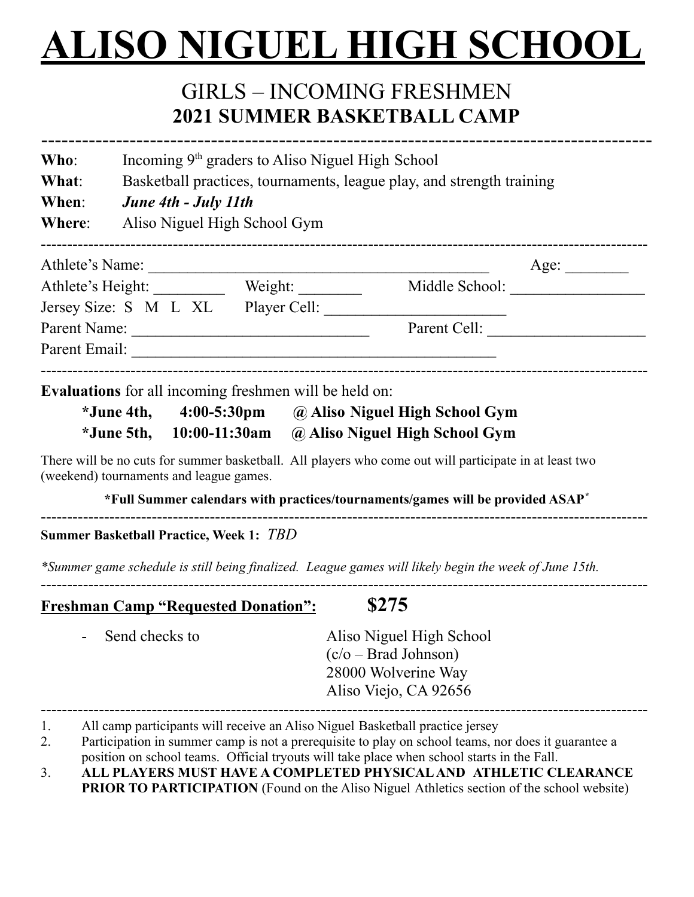# ALISO NIGUEL HIGH SCHOOL

## GIRLS – INCOMING FRESHMEN
## **2021 SUMMER BASKETBALL CAMP**

---

**Who**: Incoming 9th graders to Aliso Niguel High School

**What**: Basketball practices, tournaments, league play, and strength training

**When**: ***June 4th - July 11th***

**Where**: Aliso Niguel High School Gym

---

Athlete's Name: ___________________________________________ Age: ________

Athlete's Height: _________ Weight: ________ Middle School: _________________

Jersey Size: S M L XL Player Cell: _______________________

Parent Name: ______________________________ Parent Cell: ____________________

Parent Email: _______________________________________________

---

**Evaluations** for all incoming freshmen will be held on:

**\*June 4th, 4:00-5:30pm @ Aliso Niguel High School Gym**

**\*June 5th, 10:00-11:30am @ Aliso Niguel High School Gym**

There will be no cuts for summer basketball. All players who come out will participate in at least two (weekend) tournaments and league games.

**\*Full Summer calendars with practices/tournaments/games will be provided ASAP\***

---

**Summer Basketball Practice, Week 1:** *TBD*

*\*Summer game schedule is still being finalized. League games will likely begin the week of June 15th.*

---

**Freshman Camp "Requested Donation": $275**

- Send checks to

  Aliso Niguel High School
  (c/o – Brad Johnson)
  28000 Wolverine Way
  Aliso Viejo, CA 92656

---

1. All camp participants will receive an Aliso Niguel Basketball practice jersey
2. Participation in summer camp is not a prerequisite to play on school teams, nor does it guarantee a position on school teams. Official tryouts will take place when school starts in the Fall.
3. **ALL PLAYERS MUST HAVE A COMPLETED PHYSICAL AND ATHLETIC CLEARANCE PRIOR TO PARTICIPATION** (Found on the Aliso Niguel Athletics section of the school website)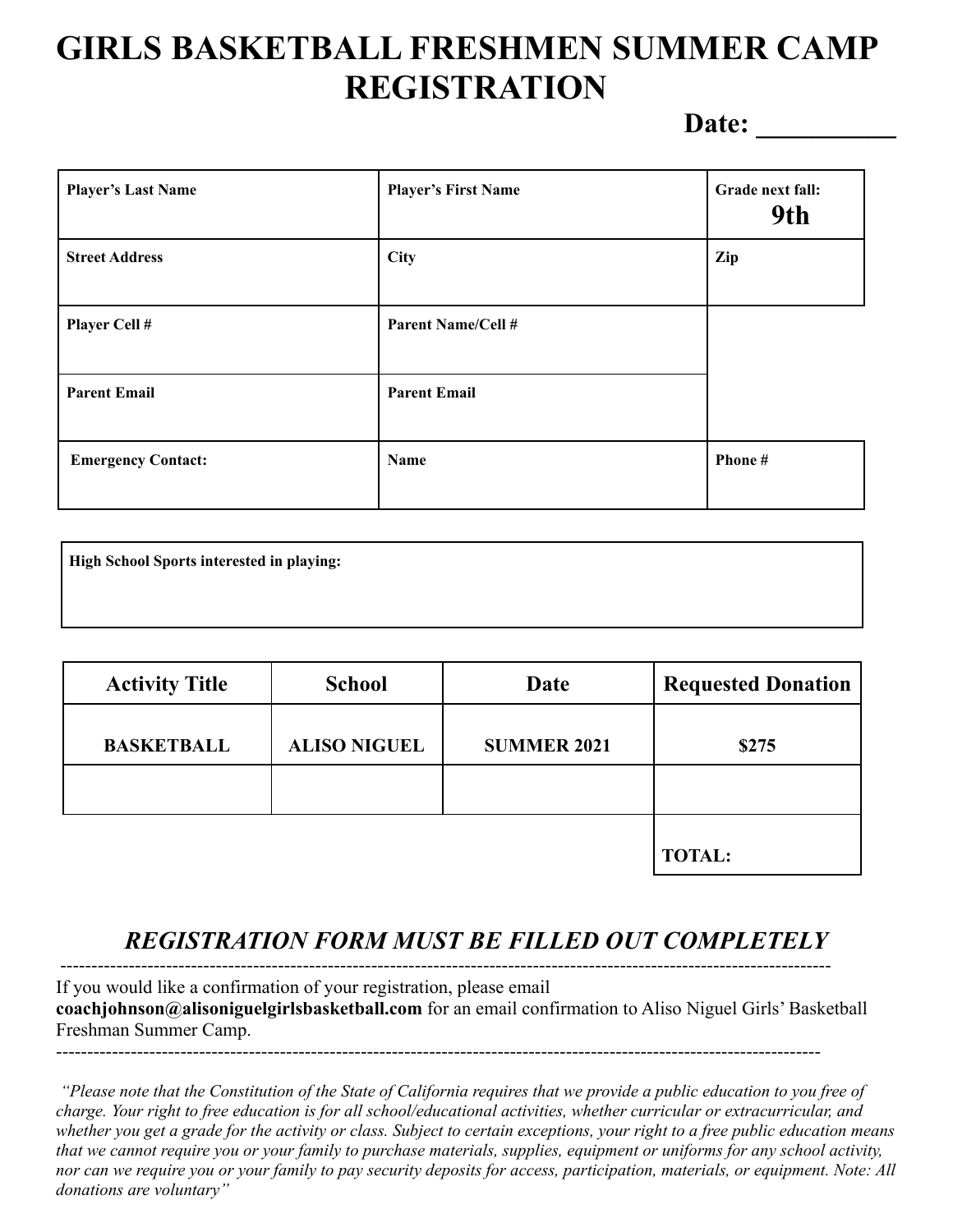# GIRLS BASKETBALL FRESHMEN SUMMER CAMP REGISTRATION

**Date: __________**

| | | |
|---|---|---|
| **Player's Last Name** | **Player's First Name** | **Grade next fall:** **9th** |
| **Street Address** | **City** | **Zip** |
| **Player Cell #** | **Parent Name/Cell #** | |
| **Parent Email** | **Parent Email** | |
| **Emergency Contact:** | **Name** | **Phone #** |

| |
|---|
| **High School Sports interested in playing:** |

| Activity Title | School | Date | Requested Donation |
|---|---|---|---|
| **BASKETBALL** | **ALISO NIGUEL** | **SUMMER 2021** | **$275** |
| | | | |
| | | | **TOTAL:** |

## *REGISTRATION FORM MUST BE FILLED OUT COMPLETELY*

---

If you would like a confirmation of your registration, please email **coachjohnson@alisoniguelgirlsbasketball.com** for an email confirmation to Aliso Niguel Girls' Basketball Freshman Summer Camp.

---

*"Please note that the Constitution of the State of California requires that we provide a public education to you free of charge. Your right to free education is for all school/educational activities, whether curricular or extracurricular, and whether you get a grade for the activity or class. Subject to certain exceptions, your right to a free public education means that we cannot require you or your family to purchase materials, supplies, equipment or uniforms for any school activity, nor can we require you or your family to pay security deposits for access, participation, materials, or equipment. Note: All donations are voluntary"*